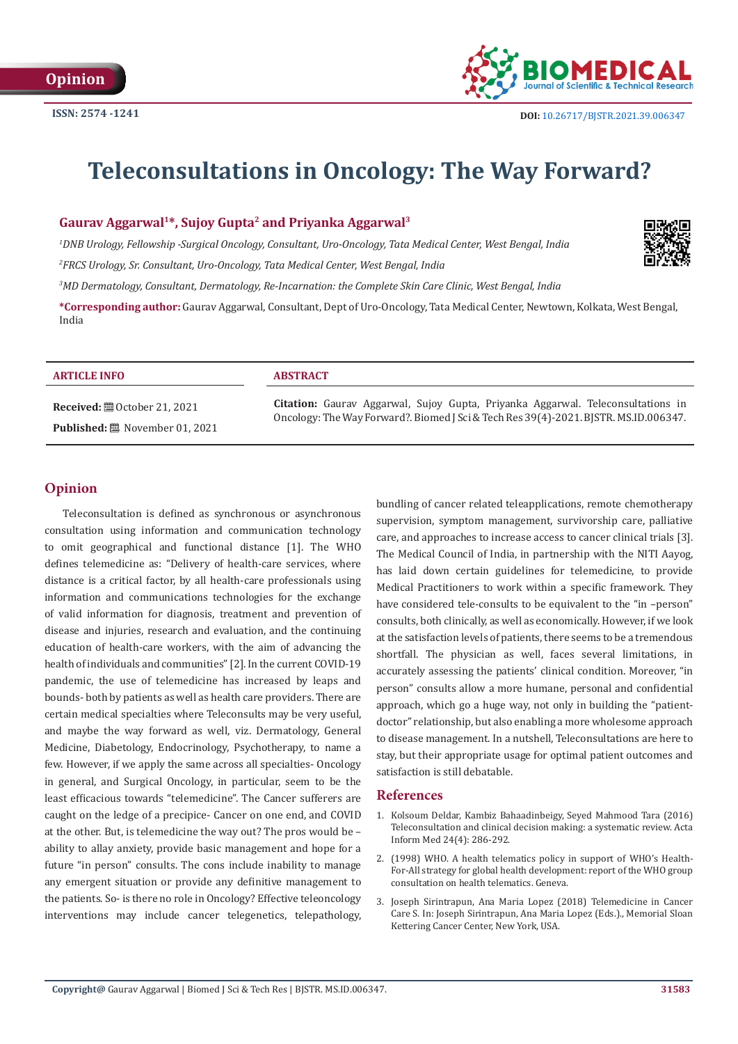Opinion

ISSN: 2574 -1241

DOI: 10.26717/BJSTR.2021.39.006347

# Teleconsultations in Oncology: The Way Forward?

**Gaurav Aggarwal[1]*, Sujoy Gupta[2] and Priyanka Aggarwal[3]**

[1]*DNB Urology, Fellowship -Surgical Oncology, Consultant, Uro-Oncology, Tata Medical Center, West Bengal, India*

[2]*FRCS Urology, Sr. Consultant, Uro-Oncology, Tata Medical Center, West Bengal, India*

[3]*MD Dermatology, Consultant, Dermatology, Re-Incarnation: the Complete Skin Care Clinic, West Bengal, India*

**\*Corresponding author:** Gaurav Aggarwal, Consultant, Dept of Uro-Oncology, Tata Medical Center, Newtown, Kolkata, West Bengal, India

**ARTICLE INFO**

**Received:** October 21, 2021

**Published:** November 01, 2021

**ABSTRACT**

**Citation:** Gaurav Aggarwal, Sujoy Gupta, Priyanka Aggarwal. Teleconsultations in Oncology: The Way Forward?. Biomed J Sci & Tech Res 39(4)-2021. BJSTR. MS.ID.006347.

## Opinion

Teleconsultation is defined as synchronous or asynchronous consultation using information and communication technology to omit geographical and functional distance [1]. The WHO defines telemedicine as: "Delivery of health-care services, where distance is a critical factor, by all health-care professionals using information and communications technologies for the exchange of valid information for diagnosis, treatment and prevention of disease and injuries, research and evaluation, and the continuing education of health-care workers, with the aim of advancing the health of individuals and communities" [2]. In the current COVID-19 pandemic, the use of telemedicine has increased by leaps and bounds- both by patients as well as health care providers. There are certain medical specialties where Teleconsults may be very useful, and maybe the way forward as well, viz. Dermatology, General Medicine, Diabetology, Endocrinology, Psychotherapy, to name a few. However, if we apply the same across all specialties- Oncology in general, and Surgical Oncology, in particular, seem to be the least efficacious towards "telemedicine". The Cancer sufferers are caught on the ledge of a precipice- Cancer on one end, and COVID at the other. But, is telemedicine the way out? The pros would be – ability to allay anxiety, provide basic management and hope for a future "in person" consults. The cons include inability to manage any emergent situation or provide any definitive management to the patients. So- is there no role in Oncology? Effective teleoncology interventions may include cancer telegenetics, telepathology, bundling of cancer related teleapplications, remote chemotherapy supervision, symptom management, survivorship care, palliative care, and approaches to increase access to cancer clinical trials [3]. The Medical Council of India, in partnership with the NITI Aayog, has laid down certain guidelines for telemedicine, to provide Medical Practitioners to work within a specific framework. They have considered tele-consults to be equivalent to the "in –person" consults, both clinically, as well as economically. However, if we look at the satisfaction levels of patients, there seems to be a tremendous shortfall. The physician as well, faces several limitations, in accurately assessing the patients' clinical condition. Moreover, "in person" consults allow a more humane, personal and confidential approach, which go a huge way, not only in building the "patient-doctor" relationship, but also enabling a more wholesome approach to disease management. In a nutshell, Teleconsultations are here to stay, but their appropriate usage for optimal patient outcomes and satisfaction is still debatable.

## References

1. Kolsoum Deldar, Kambiz Bahaadinbeigy, Seyed Mahmood Tara (2016) Teleconsultation and clinical decision making: a systematic review. Acta Inform Med 24(4): 286-292.
2. (1998) WHO. A health telematics policy in support of WHO's Health-For-All strategy for global health development: report of the WHO group consultation on health telematics. Geneva.
3. Joseph Sirintrapun, Ana Maria Lopez (2018) Telemedicine in Cancer Care S. In: Joseph Sirintrapun, Ana Maria Lopez (Eds.), Memorial Sloan Kettering Cancer Center, New York, USA.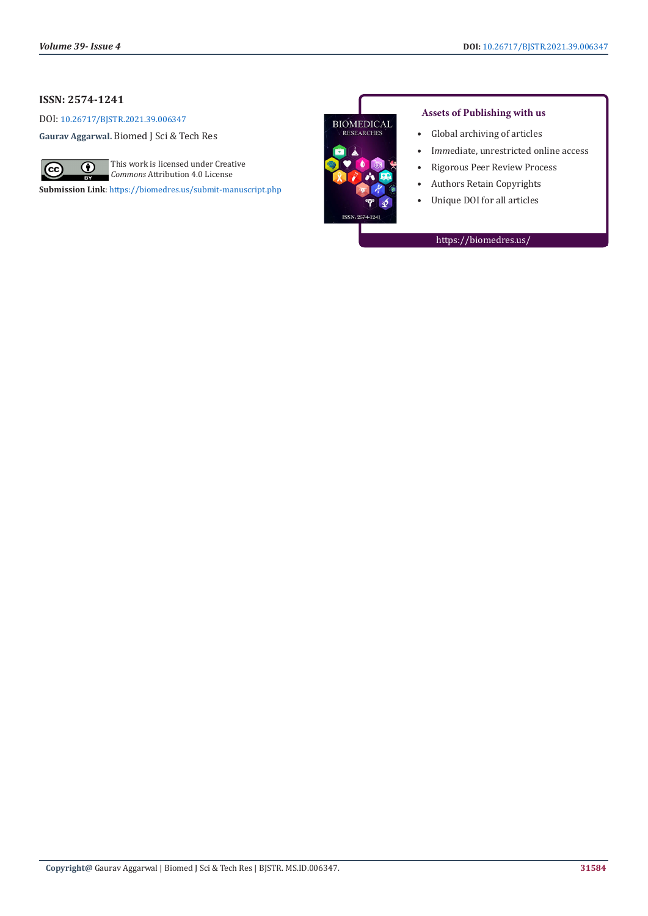**ISSN: 2574-1241**

DOI: 10.26717/BJSTR.2021.39.006347

**Gaurav Aggarwal.** Biomed J Sci & Tech Res

This work is licensed under Creative *Commons* Attribution 4.0 License

**Submission Link**: https://biomedres.us/submit-manuscript.php

**Assets of Publishing with us**

- Global archiving of articles
- Immediate, unrestricted online access
- Rigorous Peer Review Process
- Authors Retain Copyrights
- Unique DOI for all articles

https://biomedres.us/